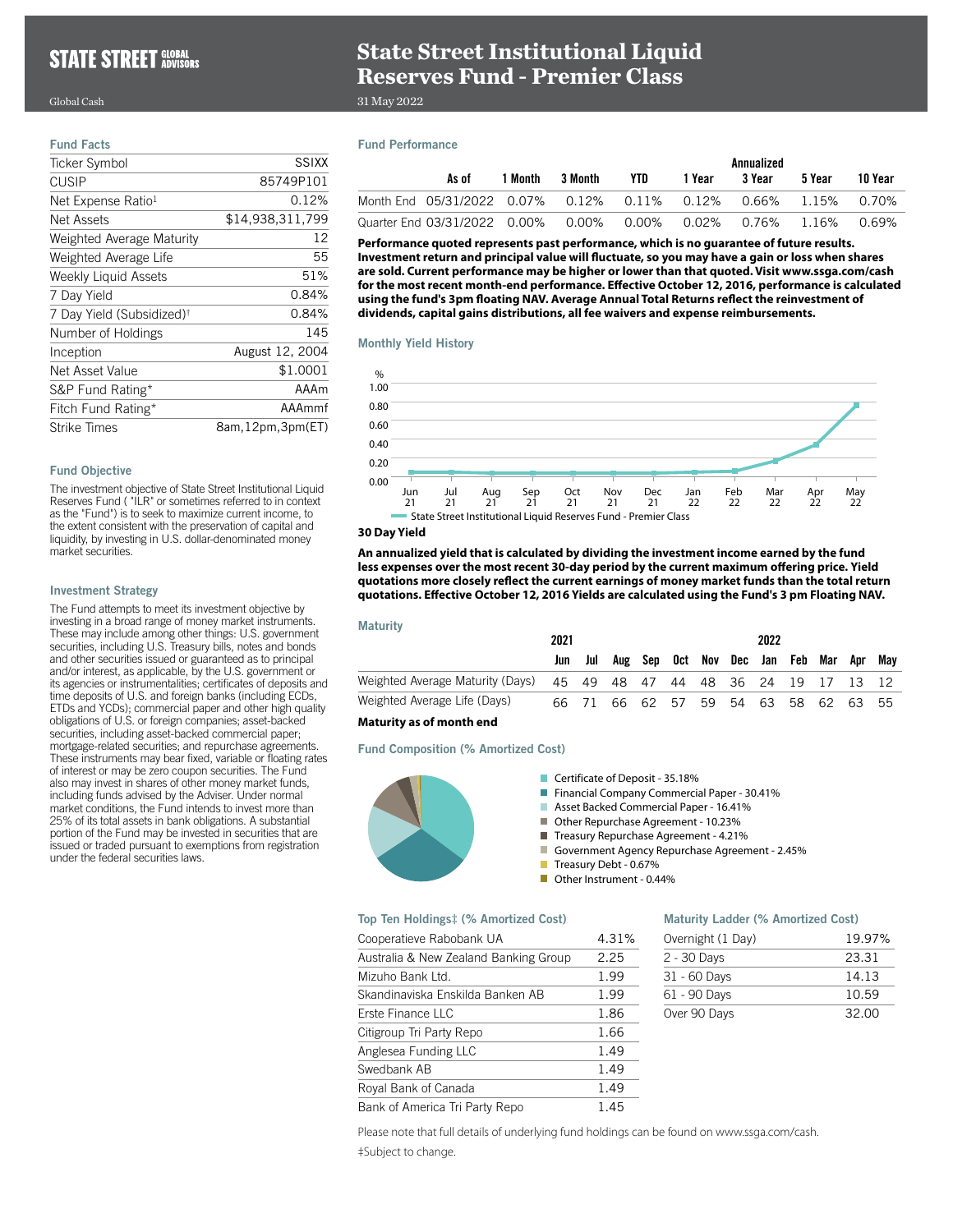STATE STREET GLOBAL ADVISORS

Global Cash

# State Street Institutional Liquid Reserves Fund - Premier Class

31 May 2022

## Fund Facts

| | |
|---|---|
| Ticker Symbol | SSIXX |
| CUSIP | 85749P101 |
| Net Expense Ratio[1] | 0.12% |
| Net Assets | $14,938,311,799 |
| Weighted Average Maturity | 12 |
| Weighted Average Life | 55 |
| Weekly Liquid Assets | 51% |
| 7 Day Yield | 0.84% |
| 7 Day Yield (Subsidized)† | 0.84% |
| Number of Holdings | 145 |
| Inception | August 12, 2004 |
| Net Asset Value | $1.0001 |
| S&P Fund Rating* | AAAm |
| Fitch Fund Rating* | AAAmmf |
| Strike Times | 8am,12pm,3pm(ET) |

## Fund Objective

The investment objective of State Street Institutional Liquid Reserves Fund ( "ILR" or sometimes referred to in context as the "Fund") is to seek to maximize current income, to the extent consistent with the preservation of capital and liquidity, by investing in U.S. dollar-denominated money market securities.

## Investment Strategy

The Fund attempts to meet its investment objective by investing in a broad range of money market instruments. These may include among other things: U.S. government securities, including U.S. Treasury bills, notes and bonds and other securities issued or guaranteed as to principal and/or interest, as applicable, by the U.S. government or its agencies or instrumentalities; certificates of deposits and time deposits of U.S. and foreign banks (including ECDs, ETDs and YCDs); commercial paper and other high quality obligations of U.S. or foreign companies; asset-backed securities, including asset-backed commercial paper; mortgage-related securities; and repurchase agreements. These instruments may bear fixed, variable or floating rates of interest or may be zero coupon securities. The Fund also may invest in shares of other money market funds, including funds advised by the Adviser. Under normal market conditions, the Fund intends to invest more than 25% of its total assets in bank obligations. A substantial portion of the Fund may be invested in securities that are issued or traded pursuant to exemptions from registration under the federal securities laws.

## Fund Performance

| | As of | 1 Month | 3 Month | YTD | 1 Year | Annualized 3 Year | 5 Year | 10 Year |
|---|---|---|---|---|---|---|---|---|
| Month End | 05/31/2022 | 0.07% | 0.12% | 0.11% | 0.12% | 0.66% | 1.15% | 0.70% |
| Quarter End | 03/31/2022 | 0.00% | 0.00% | 0.00% | 0.02% | 0.76% | 1.16% | 0.69% |

**Performance quoted represents past performance, which is no guarantee of future results. Investment return and principal value will fluctuate, so you may have a gain or loss when shares are sold. Current performance may be higher or lower than that quoted. Visit www.ssga.com/cash for the most recent month-end performance. Effective October 12, 2016, performance is calculated using the fund's 3pm floating NAV. Average Annual Total Returns reflect the reinvestment of dividends, capital gains distributions, all fee waivers and expense reimbursements.**

## Monthly Yield History

%
1.00
0.80
0.60
0.40
0.20
0.00
Jun 21, Jul 21, Aug 21, Sep 21, Oct 21, Nov 21, Dec 21, Jan 22, Feb 22, Mar 22, Apr 22, May 22
State Street Institutional Liquid Reserves Fund - Premier Class

**30 Day Yield**

**An annualized yield that is calculated by dividing the investment income earned by the fund less expenses over the most recent 30-day period by the current maximum offering price. Yield quotations more closely reflect the current earnings of money market funds than the total return quotations. Effective October 12, 2016 Yields are calculated using the Fund's 3 pm Floating NAV.**

## Maturity

| | 2021 | | | | | | | 2022 | | | | |
|---|---|---|---|---|---|---|---|---|---|---|---|---|
| | Jun | Jul | Aug | Sep | Oct | Nov | Dec | Jan | Feb | Mar | Apr | May |
| Weighted Average Maturity (Days) | 45 | 49 | 48 | 47 | 44 | 48 | 36 | 24 | 19 | 17 | 13 | 12 |
| Weighted Average Life (Days) | 66 | 71 | 66 | 62 | 57 | 59 | 54 | 63 | 58 | 62 | 63 | 55 |

**Maturity as of month end**

## Fund Composition (% Amortized Cost)

- Certificate of Deposit - 35.18%
- Financial Company Commercial Paper - 30.41%
- Asset Backed Commercial Paper - 16.41%
- Other Repurchase Agreement - 10.23%
- Treasury Repurchase Agreement - 4.21%
- Government Agency Repurchase Agreement - 2.45%
- Treasury Debt - 0.67%
- Other Instrument - 0.44%

## Top Ten Holdings‡ (% Amortized Cost)

| | |
|---|---|
| Cooperatieve Rabobank UA | 4.31% |
| Australia & New Zealand Banking Group | 2.25 |
| Mizuho Bank Ltd. | 1.99 |
| Skandinaviska Enskilda Banken AB | 1.99 |
| Erste Finance LLC | 1.86 |
| Citigroup Tri Party Repo | 1.66 |
| Anglesea Funding LLC | 1.49 |
| Swedbank AB | 1.49 |
| Royal Bank of Canada | 1.49 |
| Bank of America Tri Party Repo | 1.45 |

## Maturity Ladder (% Amortized Cost)

| | |
|---|---|
| Overnight (1 Day) | 19.97% |
| 2 - 30 Days | 23.31 |
| 31 - 60 Days | 14.13 |
| 61 - 90 Days | 10.59 |
| Over 90 Days | 32.00 |

Please note that full details of underlying fund holdings can be found on www.ssga.com/cash.

‡Subject to change.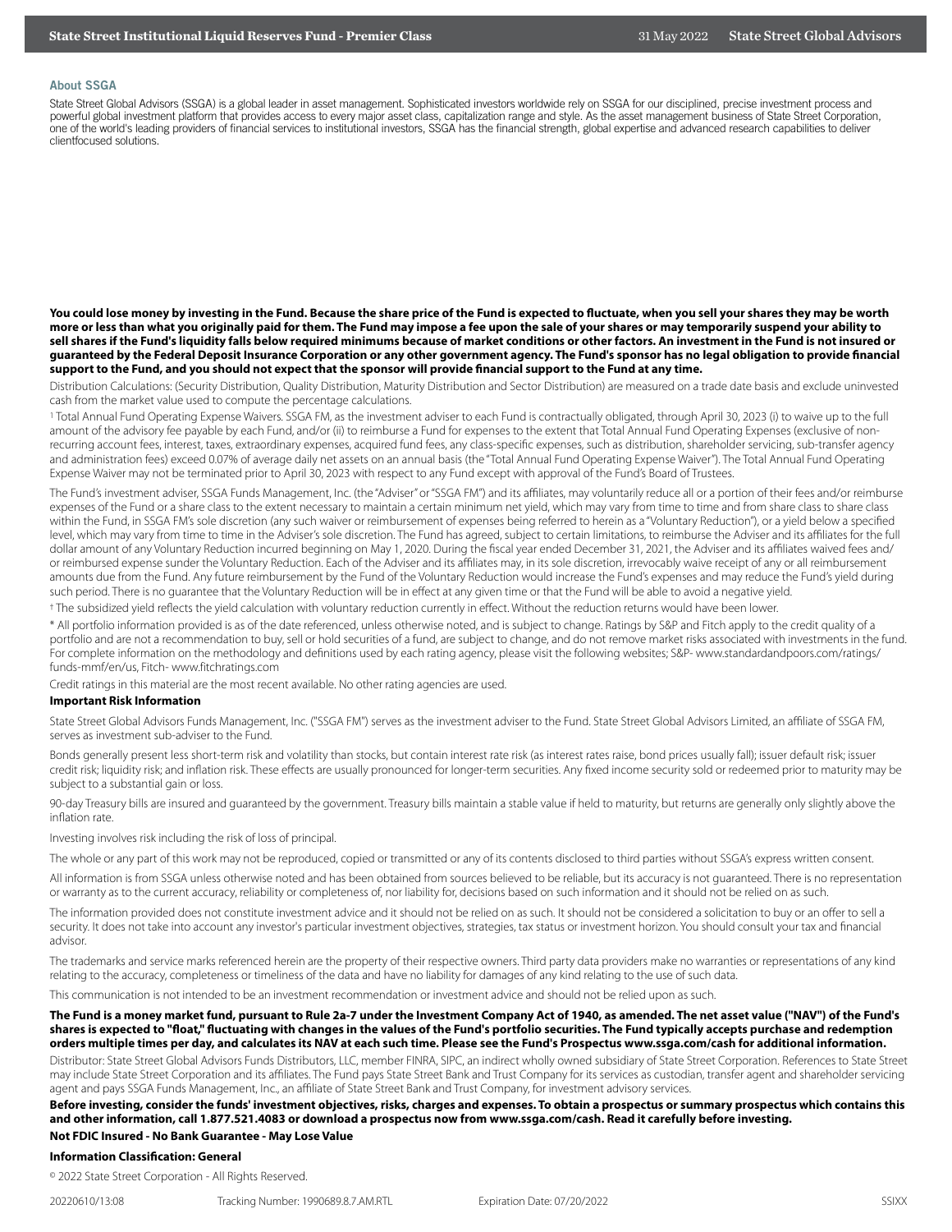### About SSGA

State Street Global Advisors (SSGA) is a global leader in asset management. Sophisticated investors worldwide rely on SSGA for our disciplined, precise investment process and powerful global investment platform that provides access to every major asset class, capitalization range and style. As the asset management business of State Street Corporation, one of the world's leading providers of financial services to institutional investors, SSGA has the financial strength, global expertise and advanced research capabilities to deliver clientfocused solutions.

**You could lose money by investing in the Fund. Because the share price of the Fund is expected to fluctuate, when you sell your shares they may be worth more or less than what you originally paid for them. The Fund may impose a fee upon the sale of your shares or may temporarily suspend your ability to sell shares if the Fund's liquidity falls below required minimums because of market conditions or other factors. An investment in the Fund is not insured or guaranteed by the Federal Deposit Insurance Corporation or any other government agency. The Fund's sponsor has no legal obligation to provide financial support to the Fund, and you should not expect that the sponsor will provide financial support to the Fund at any time.**

Distribution Calculations: (Security Distribution, Quality Distribution, Maturity Distribution and Sector Distribution) are measured on a trade date basis and exclude uninvested cash from the market value used to compute the percentage calculations.

[1] Total Annual Fund Operating Expense Waivers. SSGA FM, as the investment adviser to each Fund is contractually obligated, through April 30, 2023 (i) to waive up to the full amount of the advisory fee payable by each Fund, and/or (ii) to reimburse a Fund for expenses to the extent that Total Annual Fund Operating Expenses (exclusive of non-recurring account fees, interest, taxes, extraordinary expenses, acquired fund fees, any class-specific expenses, such as distribution, shareholder servicing, sub-transfer agency and administration fees) exceed 0.07% of average daily net assets on an annual basis (the "Total Annual Fund Operating Expense Waiver"). The Total Annual Fund Operating Expense Waiver may not be terminated prior to April 30, 2023 with respect to any Fund except with approval of the Fund's Board of Trustees.

The Fund's investment adviser, SSGA Funds Management, Inc. (the "Adviser" or "SSGA FM") and its affiliates, may voluntarily reduce all or a portion of their fees and/or reimburse expenses of the Fund or a share class to the extent necessary to maintain a certain minimum net yield, which may vary from time to time and from share class to share class within the Fund, in SSGA FM's sole discretion (any such waiver or reimbursement of expenses being referred to herein as a "Voluntary Reduction"), or a yield below a specified level, which may vary from time to time in the Adviser's sole discretion. The Fund has agreed, subject to certain limitations, to reimburse the Adviser and its affiliates for the full dollar amount of any Voluntary Reduction incurred beginning on May 1, 2020. During the fiscal year ended December 31, 2021, the Adviser and its affiliates waived fees and/ or reimbursed expense sunder the Voluntary Reduction. Each of the Adviser and its affiliates may, in its sole discretion, irrevocably waive receipt of any or all reimbursement amounts due from the Fund. Any future reimbursement by the Fund of the Voluntary Reduction would increase the Fund's expenses and may reduce the Fund's yield during such period. There is no guarantee that the Voluntary Reduction will be in effect at any given time or that the Fund will be able to avoid a negative yield.

[†] The subsidized yield reflects the yield calculation with voluntary reduction currently in effect. Without the reduction returns would have been lower.

* All portfolio information provided is as of the date referenced, unless otherwise noted, and is subject to change. Ratings by S&P and Fitch apply to the credit quality of a portfolio and are not a recommendation to buy, sell or hold securities of a fund, are subject to change, and do not remove market risks associated with investments in the fund. For complete information on the methodology and definitions used by each rating agency, please visit the following websites; S&P- www.standardandpoors.com/ratings/ funds-mmf/en/us, Fitch- www.fitchratings.com

Credit ratings in this material are the most recent available. No other rating agencies are used.

**Important Risk Information**

State Street Global Advisors Funds Management, Inc. ("SSGA FM") serves as the investment adviser to the Fund. State Street Global Advisors Limited, an affiliate of SSGA FM, serves as investment sub-adviser to the Fund.

Bonds generally present less short-term risk and volatility than stocks, but contain interest rate risk (as interest rates raise, bond prices usually fall); issuer default risk; issuer credit risk; liquidity risk; and inflation risk. These effects are usually pronounced for longer-term securities. Any fixed income security sold or redeemed prior to maturity may be subject to a substantial gain or loss.

90-day Treasury bills are insured and guaranteed by the government. Treasury bills maintain a stable value if held to maturity, but returns are generally only slightly above the inflation rate.

Investing involves risk including the risk of loss of principal.

The whole or any part of this work may not be reproduced, copied or transmitted or any of its contents disclosed to third parties without SSGA's express written consent.

All information is from SSGA unless otherwise noted and has been obtained from sources believed to be reliable, but its accuracy is not guaranteed. There is no representation or warranty as to the current accuracy, reliability or completeness of, nor liability for, decisions based on such information and it should not be relied on as such.

The information provided does not constitute investment advice and it should not be relied on as such. It should not be considered a solicitation to buy or an offer to sell a security. It does not take into account any investor's particular investment objectives, strategies, tax status or investment horizon. You should consult your tax and financial advisor.

The trademarks and service marks referenced herein are the property of their respective owners. Third party data providers make no warranties or representations of any kind relating to the accuracy, completeness or timeliness of the data and have no liability for damages of any kind relating to the use of such data.

This communication is not intended to be an investment recommendation or investment advice and should not be relied upon as such.

**The Fund is a money market fund, pursuant to Rule 2a-7 under the Investment Company Act of 1940, as amended. The net asset value ("NAV") of the Fund's shares is expected to "float," fluctuating with changes in the values of the Fund's portfolio securities. The Fund typically accepts purchase and redemption orders multiple times per day, and calculates its NAV at each such time. Please see the Fund's Prospectus www.ssga.com/cash for additional information.**

Distributor: State Street Global Advisors Funds Distributors, LLC, member FINRA, SIPC, an indirect wholly owned subsidiary of State Street Corporation. References to State Street may include State Street Corporation and its affiliates. The Fund pays State Street Bank and Trust Company for its services as custodian, transfer agent and shareholder servicing agent and pays SSGA Funds Management, Inc., an affiliate of State Street Bank and Trust Company, for investment advisory services.

**Before investing, consider the funds' investment objectives, risks, charges and expenses. To obtain a prospectus or summary prospectus which contains this and other information, call 1.877.521.4083 or download a prospectus now from www.ssga.com/cash. Read it carefully before investing.**

**Not FDIC Insured - No Bank Guarantee - May Lose Value**

**Information Classification: General**

© 2022 State Street Corporation - All Rights Reserved.

20220610/13:08 Tracking Number: 1990689.8.7.AM.RTL Expiration Date: 07/20/2022 SSIXX